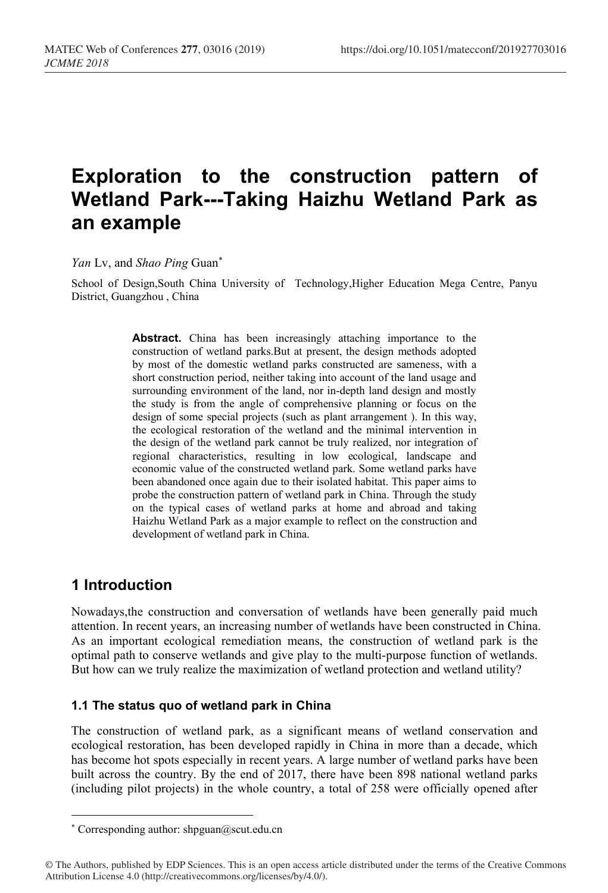# Exploration to the construction pattern of Wetland Park---Taking Haizhu Wetland Park as an example

*Yan* Lv, and *Shao Ping* Guan*

School of Design,South China University of Technology,Higher Education Mega Centre, Panyu District, Guangzhou , China

**Abstract.** China has been increasingly attaching importance to the construction of wetland parks.But at present, the design methods adopted by most of the domestic wetland parks constructed are sameness, with a short construction period, neither taking into account of the land usage and surrounding environment of the land, nor in-depth land design and mostly the study is from the angle of comprehensive planning or focus on the design of some special projects (such as plant arrangement ). In this way, the ecological restoration of the wetland and the minimal intervention in the design of the wetland park cannot be truly realized, nor integration of regional characteristics, resulting in low ecological, landscape and economic value of the constructed wetland park. Some wetland parks have been abandoned once again due to their isolated habitat. This paper aims to probe the construction pattern of wetland park in China. Through the study on the typical cases of wetland parks at home and abroad and taking Haizhu Wetland Park as a major example to reflect on the construction and development of wetland park in China.

## 1 Introduction

Nowadays,the construction and conversation of wetlands have been generally paid much attention. In recent years, an increasing number of wetlands have been constructed in China. As an important ecological remediation means, the construction of wetland park is the optimal path to conserve wetlands and give play to the multi-purpose function of wetlands. But how can we truly realize the maximization of wetland protection and wetland utility?

### 1.1 The status quo of wetland park in China

The construction of wetland park, as a significant means of wetland conservation and ecological restoration, has been developed rapidly in China in more than a decade, which has become hot spots especially in recent years. A large number of wetland parks have been built across the country. By the end of 2017, there have been 898 national wetland parks (including pilot projects) in the whole country, a total of 258 were officially opened after

* Corresponding author: shpguan@scut.edu.cn

© The Authors, published by EDP Sciences. This is an open access article distributed under the terms of the Creative Commons Attribution License 4.0 (http://creativecommons.org/licenses/by/4.0/).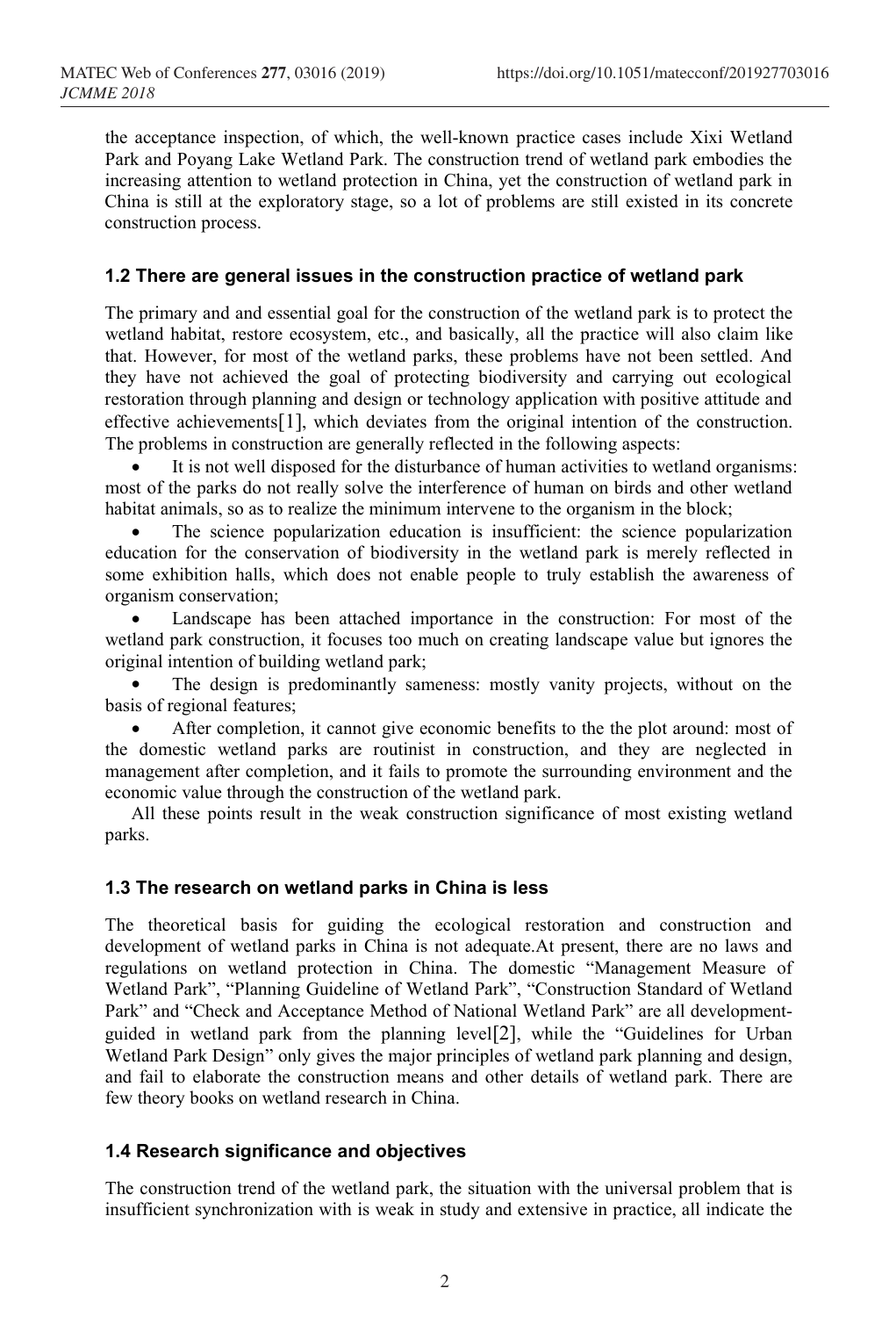the acceptance inspection, of which, the well-known practice cases include Xixi Wetland Park and Poyang Lake Wetland Park. The construction trend of wetland park embodies the increasing attention to wetland protection in China, yet the construction of wetland park in China is still at the exploratory stage, so a lot of problems are still existed in its concrete construction process.

### 1.2 There are general issues in the construction practice of wetland park

The primary and and essential goal for the construction of the wetland park is to protect the wetland habitat, restore ecosystem, etc., and basically, all the practice will also claim like that. However, for most of the wetland parks, these problems have not been settled. And they have not achieved the goal of protecting biodiversity and carrying out ecological restoration through planning and design or technology application with positive attitude and effective achievements[1], which deviates from the original intention of the construction. The problems in construction are generally reflected in the following aspects:

- It is not well disposed for the disturbance of human activities to wetland organisms: most of the parks do not really solve the interference of human on birds and other wetland habitat animals, so as to realize the minimum intervene to the organism in the block;
- The science popularization education is insufficient: the science popularization education for the conservation of biodiversity in the wetland park is merely reflected in some exhibition halls, which does not enable people to truly establish the awareness of organism conservation;
- Landscape has been attached importance in the construction: For most of the wetland park construction, it focuses too much on creating landscape value but ignores the original intention of building wetland park;
- The design is predominantly sameness: mostly vanity projects, without on the basis of regional features;
- After completion, it cannot give economic benefits to the the plot around: most of the domestic wetland parks are routinist in construction, and they are neglected in management after completion, and it fails to promote the surrounding environment and the economic value through the construction of the wetland park.

All these points result in the weak construction significance of most existing wetland parks.

### 1.3 The research on wetland parks in China is less

The theoretical basis for guiding the ecological restoration and construction and development of wetland parks in China is not adequate.At present, there are no laws and regulations on wetland protection in China. The domestic “Management Measure of Wetland Park”, “Planning Guideline of Wetland Park”, “Construction Standard of Wetland Park” and “Check and Acceptance Method of National Wetland Park” are all development-guided in wetland park from the planning level[2], while the “Guidelines for Urban Wetland Park Design” only gives the major principles of wetland park planning and design, and fail to elaborate the construction means and other details of wetland park. There are few theory books on wetland research in China.

### 1.4 Research significance and objectives

The construction trend of the wetland park, the situation with the universal problem that is insufficient synchronization with is weak in study and extensive in practice, all indicate the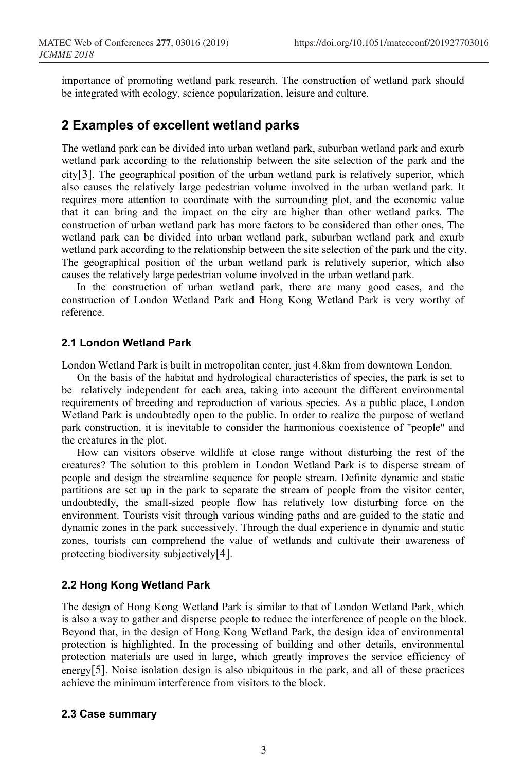importance of promoting wetland park research. The construction of wetland park should be integrated with ecology, science popularization, leisure and culture.

## 2 Examples of excellent wetland parks

The wetland park can be divided into urban wetland park, suburban wetland park and exurb wetland park according to the relationship between the site selection of the park and the city[3]. The geographical position of the urban wetland park is relatively superior, which also causes the relatively large pedestrian volume involved in the urban wetland park. It requires more attention to coordinate with the surrounding plot, and the economic value that it can bring and the impact on the city are higher than other wetland parks. The construction of urban wetland park has more factors to be considered than other ones, The wetland park can be divided into urban wetland park, suburban wetland park and exurb wetland park according to the relationship between the site selection of the park and the city. The geographical position of the urban wetland park is relatively superior, which also causes the relatively large pedestrian volume involved in the urban wetland park.

In the construction of urban wetland park, there are many good cases, and the construction of London Wetland Park and Hong Kong Wetland Park is very worthy of reference.

### 2.1 London Wetland Park

London Wetland Park is built in metropolitan center, just 4.8km from downtown London.

On the basis of the habitat and hydrological characteristics of species, the park is set to be relatively independent for each area, taking into account the different environmental requirements of breeding and reproduction of various species. As a public place, London Wetland Park is undoubtedly open to the public. In order to realize the purpose of wetland park construction, it is inevitable to consider the harmonious coexistence of "people" and the creatures in the plot.

How can visitors observe wildlife at close range without disturbing the rest of the creatures? The solution to this problem in London Wetland Park is to disperse stream of people and design the streamline sequence for people stream. Definite dynamic and static partitions are set up in the park to separate the stream of people from the visitor center, undoubtedly, the small-sized people flow has relatively low disturbing force on the environment. Tourists visit through various winding paths and are guided to the static and dynamic zones in the park successively. Through the dual experience in dynamic and static zones, tourists can comprehend the value of wetlands and cultivate their awareness of protecting biodiversity subjectively[4].

### 2.2 Hong Kong Wetland Park

The design of Hong Kong Wetland Park is similar to that of London Wetland Park, which is also a way to gather and disperse people to reduce the interference of people on the block. Beyond that, in the design of Hong Kong Wetland Park, the design idea of environmental protection is highlighted. In the processing of building and other details, environmental protection materials are used in large, which greatly improves the service efficiency of energy[5]. Noise isolation design is also ubiquitous in the park, and all of these practices achieve the minimum interference from visitors to the block.

### 2.3 Case summary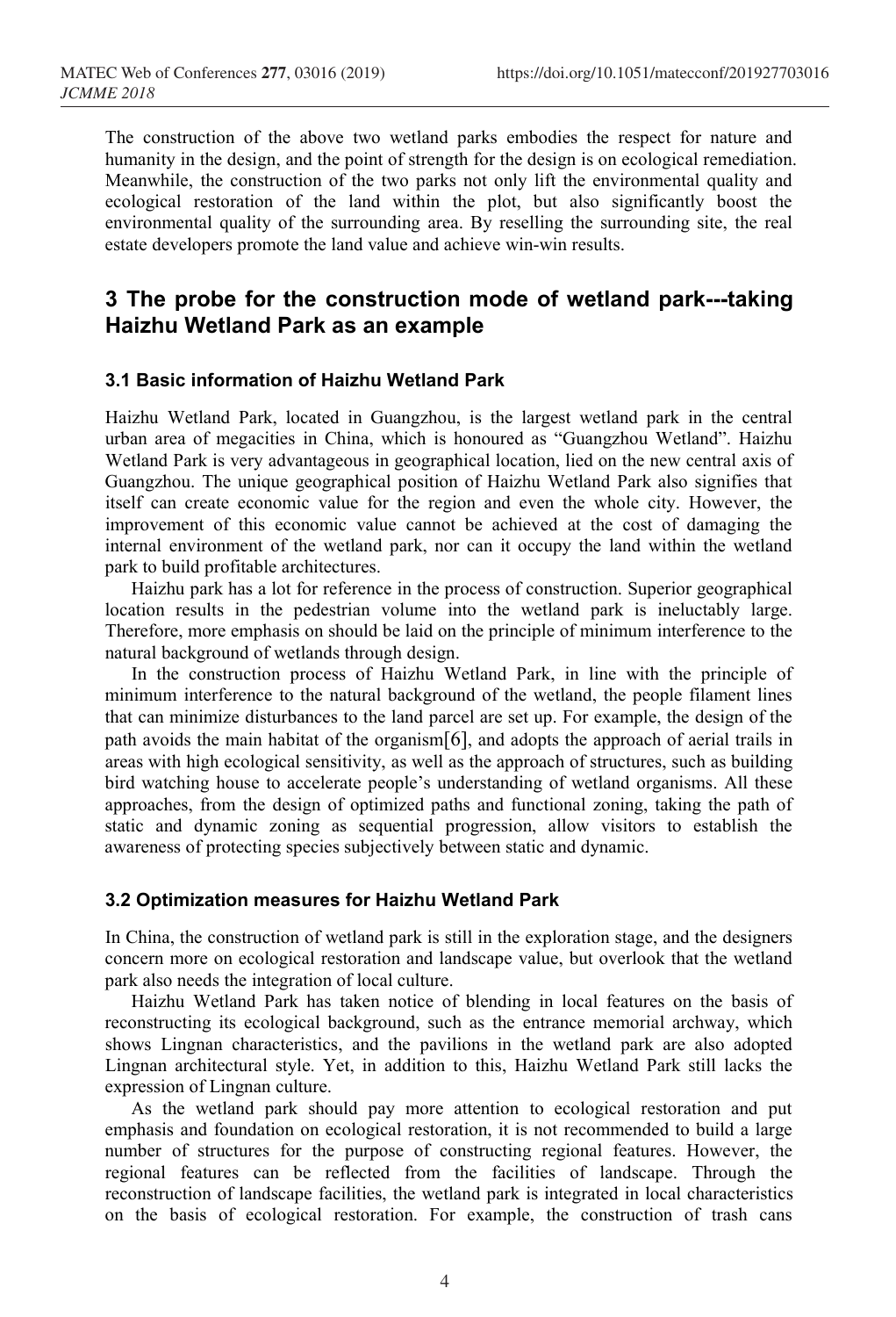The construction of the above two wetland parks embodies the respect for nature and humanity in the design, and the point of strength for the design is on ecological remediation. Meanwhile, the construction of the two parks not only lift the environmental quality and ecological restoration of the land within the plot, but also significantly boost the environmental quality of the surrounding area. By reselling the surrounding site, the real estate developers promote the land value and achieve win-win results.

## 3 The probe for the construction mode of wetland park---taking Haizhu Wetland Park as an example

### 3.1 Basic information of Haizhu Wetland Park

Haizhu Wetland Park, located in Guangzhou, is the largest wetland park in the central urban area of megacities in China, which is honoured as "Guangzhou Wetland". Haizhu Wetland Park is very advantageous in geographical location, lied on the new central axis of Guangzhou. The unique geographical position of Haizhu Wetland Park also signifies that itself can create economic value for the region and even the whole city. However, the improvement of this economic value cannot be achieved at the cost of damaging the internal environment of the wetland park, nor can it occupy the land within the wetland park to build profitable architectures.

Haizhu park has a lot for reference in the process of construction. Superior geographical location results in the pedestrian volume into the wetland park is ineluctably large. Therefore, more emphasis on should be laid on the principle of minimum interference to the natural background of wetlands through design.

In the construction process of Haizhu Wetland Park, in line with the principle of minimum interference to the natural background of the wetland, the people filament lines that can minimize disturbances to the land parcel are set up. For example, the design of the path avoids the main habitat of the organism[6], and adopts the approach of aerial trails in areas with high ecological sensitivity, as well as the approach of structures, such as building bird watching house to accelerate people's understanding of wetland organisms. All these approaches, from the design of optimized paths and functional zoning, taking the path of static and dynamic zoning as sequential progression, allow visitors to establish the awareness of protecting species subjectively between static and dynamic.

### 3.2 Optimization measures for Haizhu Wetland Park

In China, the construction of wetland park is still in the exploration stage, and the designers concern more on ecological restoration and landscape value, but overlook that the wetland park also needs the integration of local culture.

Haizhu Wetland Park has taken notice of blending in local features on the basis of reconstructing its ecological background, such as the entrance memorial archway, which shows Lingnan characteristics, and the pavilions in the wetland park are also adopted Lingnan architectural style. Yet, in addition to this, Haizhu Wetland Park still lacks the expression of Lingnan culture.

As the wetland park should pay more attention to ecological restoration and put emphasis and foundation on ecological restoration, it is not recommended to build a large number of structures for the purpose of constructing regional features. However, the regional features can be reflected from the facilities of landscape. Through the reconstruction of landscape facilities, the wetland park is integrated in local characteristics on the basis of ecological restoration. For example, the construction of trash cans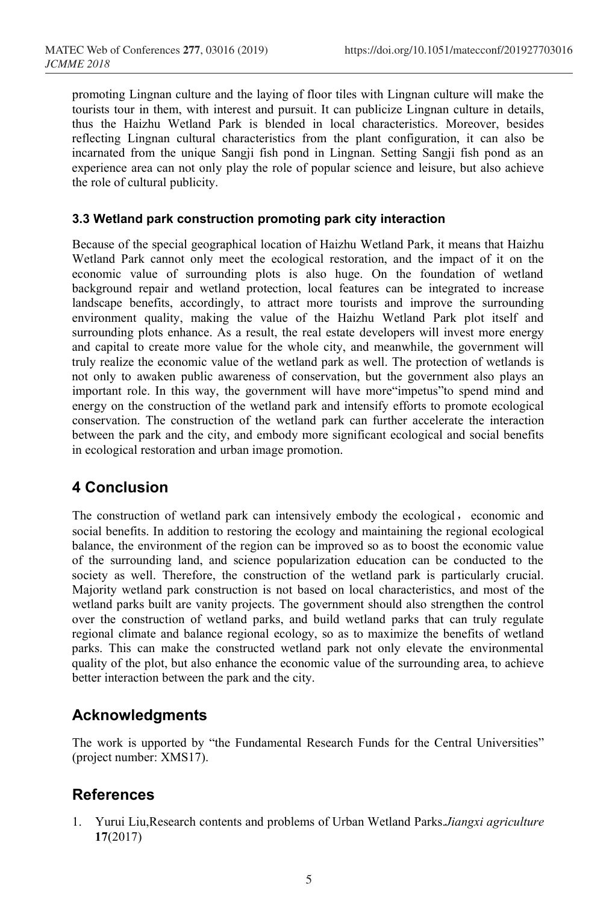promoting Lingnan culture and the laying of floor tiles with Lingnan culture will make the tourists tour in them, with interest and pursuit. It can publicize Lingnan culture in details, thus the Haizhu Wetland Park is blended in local characteristics. Moreover, besides reflecting Lingnan cultural characteristics from the plant configuration, it can also be incarnated from the unique Sangji fish pond in Lingnan. Setting Sangji fish pond as an experience area can not only play the role of popular science and leisure, but also achieve the role of cultural publicity.

### 3.3 Wetland park construction promoting park city interaction

Because of the special geographical location of Haizhu Wetland Park, it means that Haizhu Wetland Park cannot only meet the ecological restoration, and the impact of it on the economic value of surrounding plots is also huge. On the foundation of wetland background repair and wetland protection, local features can be integrated to increase landscape benefits, accordingly, to attract more tourists and improve the surrounding environment quality, making the value of the Haizhu Wetland Park plot itself and surrounding plots enhance. As a result, the real estate developers will invest more energy and capital to create more value for the whole city, and meanwhile, the government will truly realize the economic value of the wetland park as well. The protection of wetlands is not only to awaken public awareness of conservation, but the government also plays an important role. In this way, the government will have more"impetus"to spend mind and energy on the construction of the wetland park and intensify efforts to promote ecological conservation. The construction of the wetland park can further accelerate the interaction between the park and the city, and embody more significant ecological and social benefits in ecological restoration and urban image promotion.

## 4 Conclusion

The construction of wetland park can intensively embody the ecological， economic and social benefits. In addition to restoring the ecology and maintaining the regional ecological balance, the environment of the region can be improved so as to boost the economic value of the surrounding land, and science popularization education can be conducted to the society as well. Therefore, the construction of the wetland park is particularly crucial. Majority wetland park construction is not based on local characteristics, and most of the wetland parks built are vanity projects. The government should also strengthen the control over the construction of wetland parks, and build wetland parks that can truly regulate regional climate and balance regional ecology, so as to maximize the benefits of wetland parks. This can make the constructed wetland park not only elevate the environmental quality of the plot, but also enhance the economic value of the surrounding area, to achieve better interaction between the park and the city.

## Acknowledgments

The work is upported by "the Fundamental Research Funds for the Central Universities" (project number: XMS17).

## References

1. Yurui Liu,Research contents and problems of Urban Wetland Parks.*Jiangxi agriculture* **17**(2017)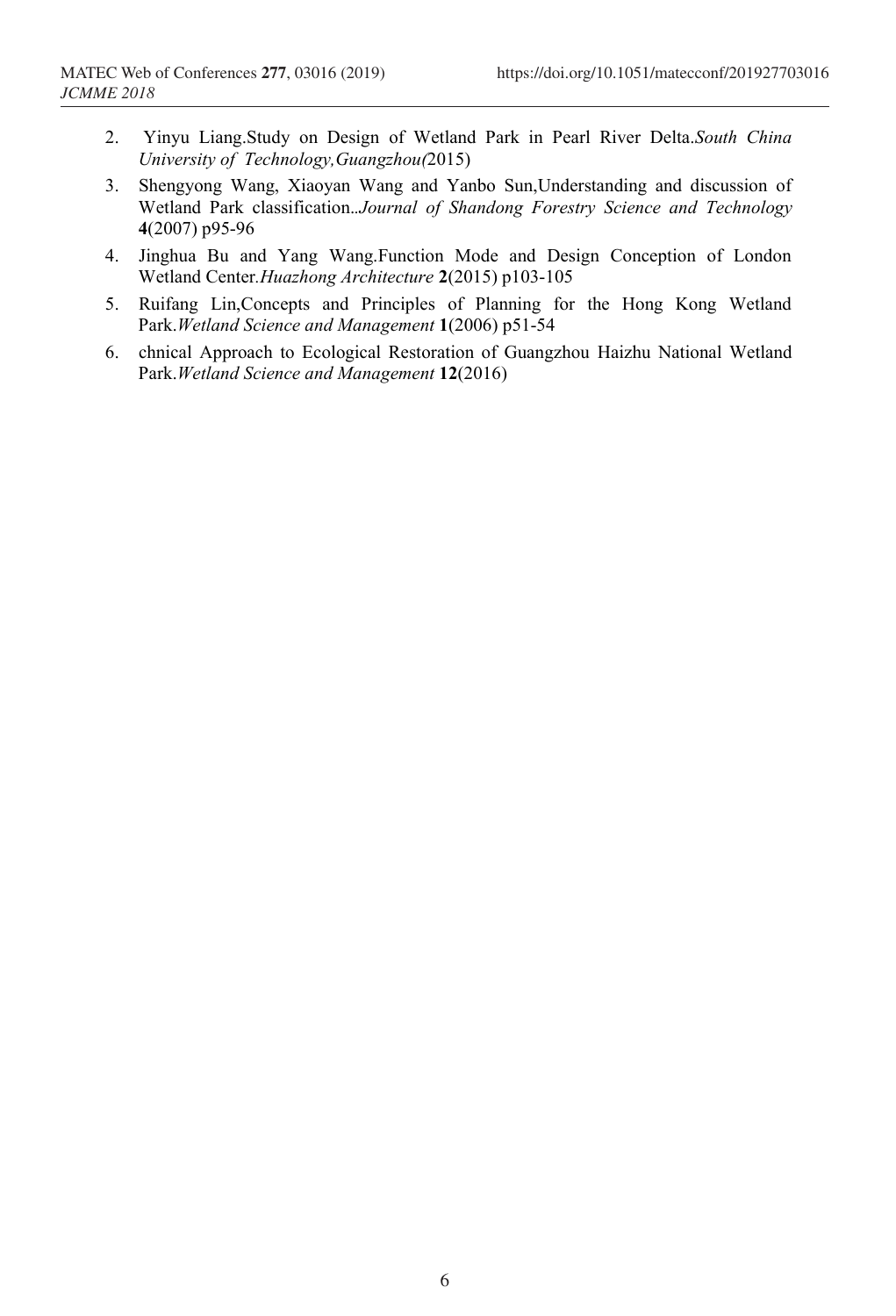2. Yinyu Liang.Study on Design of Wetland Park in Pearl River Delta.*South China University of Technology,Guangzhou(*2015)
3. Shengyong Wang, Xiaoyan Wang and Yanbo Sun,Understanding and discussion of Wetland Park classification..*Journal of Shandong Forestry Science and Technology* **4**(2007) p95-96
4. Jinghua Bu and Yang Wang.Function Mode and Design Conception of London Wetland Center.*Huazhong Architecture* **2**(2015) p103-105
5. Ruifang Lin,Concepts and Principles of Planning for the Hong Kong Wetland Park.*Wetland Science and Management* **1**(2006) p51-54
6. chnical Approach to Ecological Restoration of Guangzhou Haizhu National Wetland Park.*Wetland Science and Management* **12**(2016)